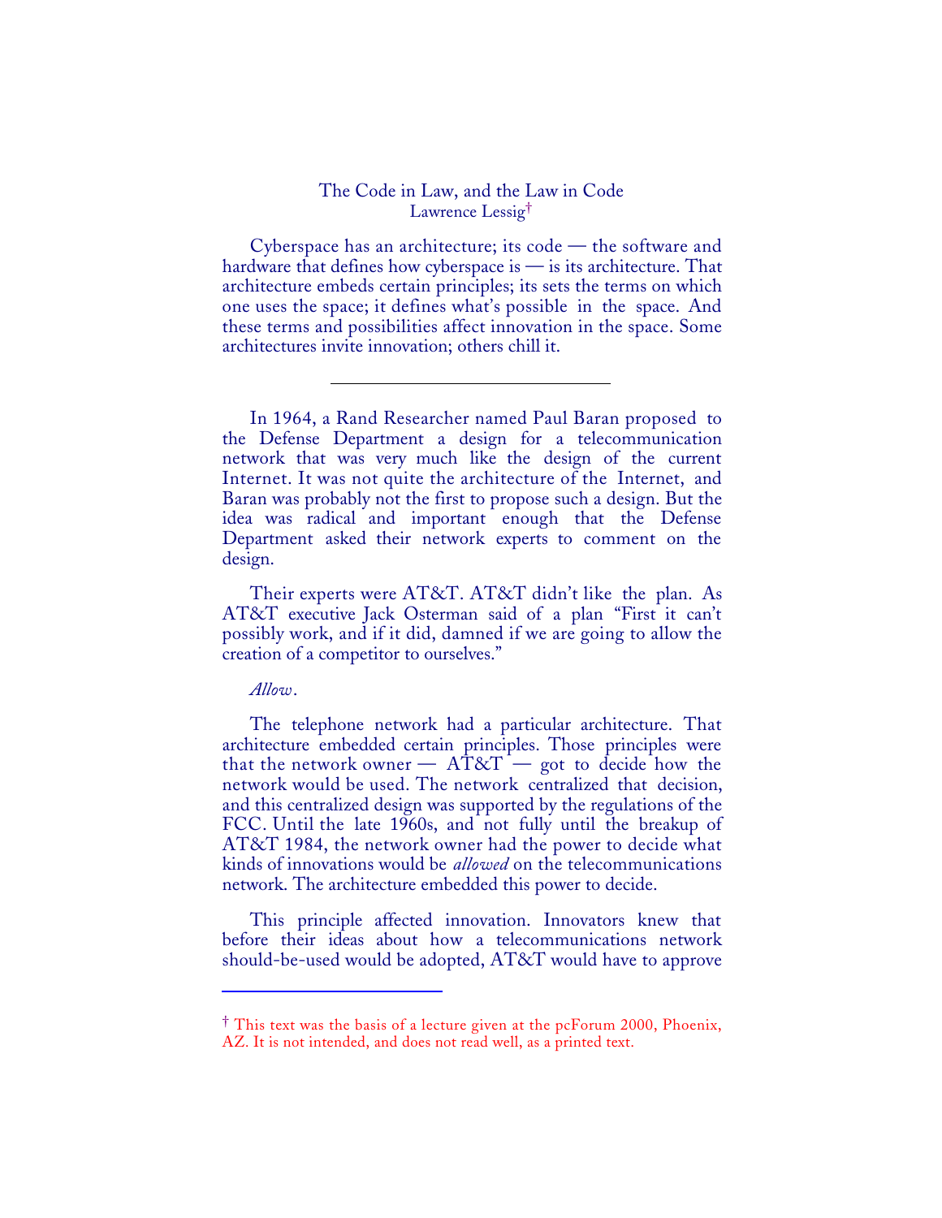# The Code in Law, and the Law in Code

Lawrence Lessig[†]

Cyberspace has an architecture; its code — the software and hardware that defines how cyberspace is — is its architecture. That architecture embeds certain principles; its sets the terms on which one uses the space; it defines what's possible in the space. And these terms and possibilities affect innovation in the space. Some architectures invite innovation; others chill it.

---

In 1964, a Rand Researcher named Paul Baran proposed to the Defense Department a design for a telecommunication network that was very much like the design of the current Internet. It was not quite the architecture of the Internet, and Baran was probably not the first to propose such a design. But the idea was radical and important enough that the Defense Department asked their network experts to comment on the design.

Their experts were AT&T. AT&T didn't like the plan. As AT&T executive Jack Osterman said of a plan "First it can't possibly work, and if it did, damned if we are going to allow the creation of a competitor to ourselves."

*Allow*.

The telephone network had a particular architecture. That architecture embedded certain principles. Those principles were that the network owner — AT&T — got to decide how the network would be used. The network centralized that decision, and this centralized design was supported by the regulations of the FCC. Until the late 1960s, and not fully until the breakup of AT&T 1984, the network owner had the power to decide what kinds of innovations would be *allowed* on the telecommunications network. The architecture embedded this power to decide.

This principle affected innovation. Innovators knew that before their ideas about how a telecommunications network should-be-used would be adopted, AT&T would have to approve

---

[†] This text was the basis of a lecture given at the pcForum 2000, Phoenix, AZ. It is not intended, and does not read well, as a printed text.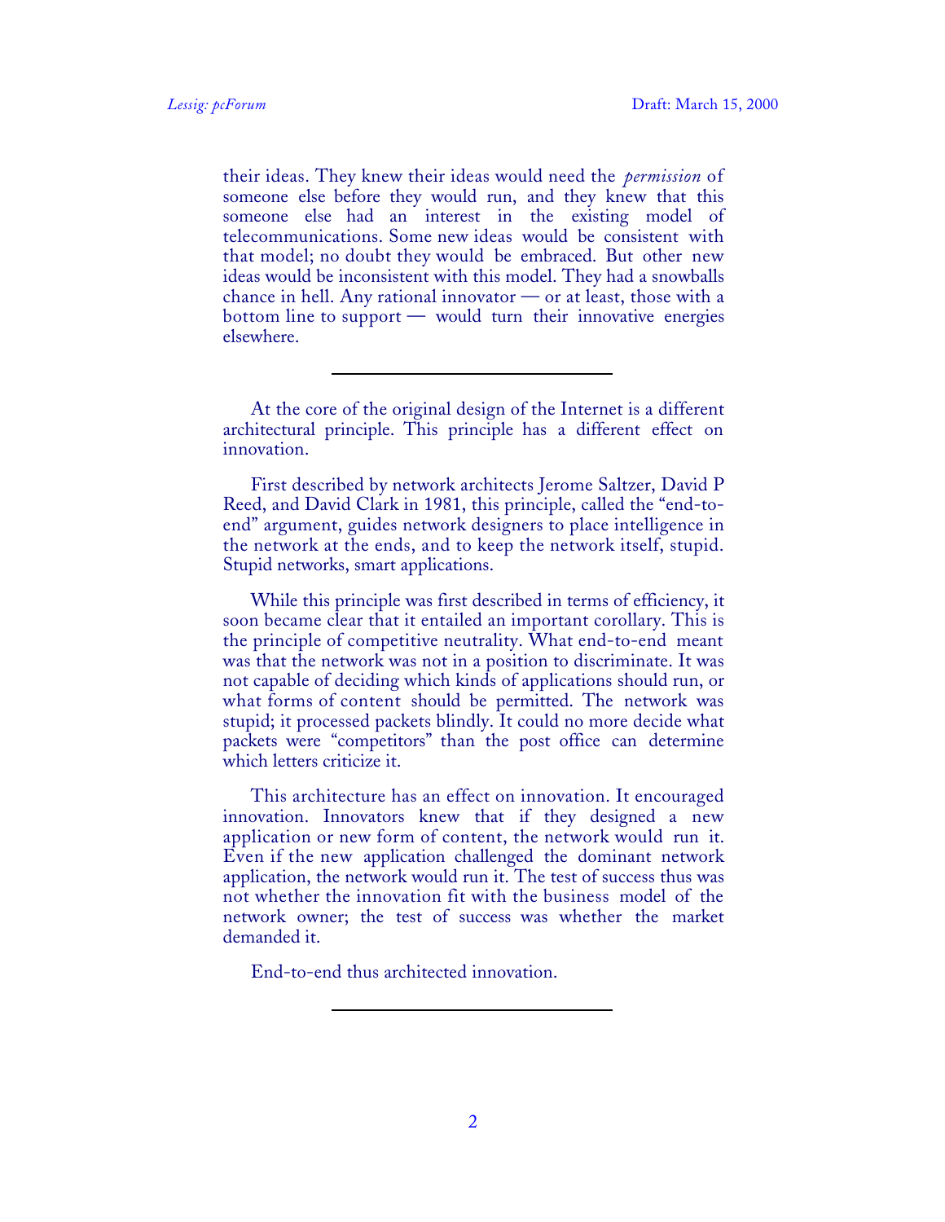their ideas. They knew their ideas would need the *permission* of someone else before they would run, and they knew that this someone else had an interest in the existing model of telecommunications. Some new ideas would be consistent with that model; no doubt they would be embraced. But other new ideas would be inconsistent with this model. They had a snowballs chance in hell. Any rational innovator — or at least, those with a bottom line to support — would turn their innovative energies elsewhere.

---

At the core of the original design of the Internet is a different architectural principle. This principle has a different effect on innovation.

First described by network architects Jerome Saltzer, David P Reed, and David Clark in 1981, this principle, called the "end-to-end" argument, guides network designers to place intelligence in the network at the ends, and to keep the network itself, stupid. Stupid networks, smart applications.

While this principle was first described in terms of efficiency, it soon became clear that it entailed an important corollary. This is the principle of competitive neutrality. What end-to-end meant was that the network was not in a position to discriminate. It was not capable of deciding which kinds of applications should run, or what forms of content should be permitted. The network was stupid; it processed packets blindly. It could no more decide what packets were "competitors" than the post office can determine which letters criticize it.

This architecture has an effect on innovation. It encouraged innovation. Innovators knew that if they designed a new application or new form of content, the network would run it. Even if the new application challenged the dominant network application, the network would run it. The test of success thus was not whether the innovation fit with the business model of the network owner; the test of success was whether the market demanded it.

End-to-end thus architected innovation.

---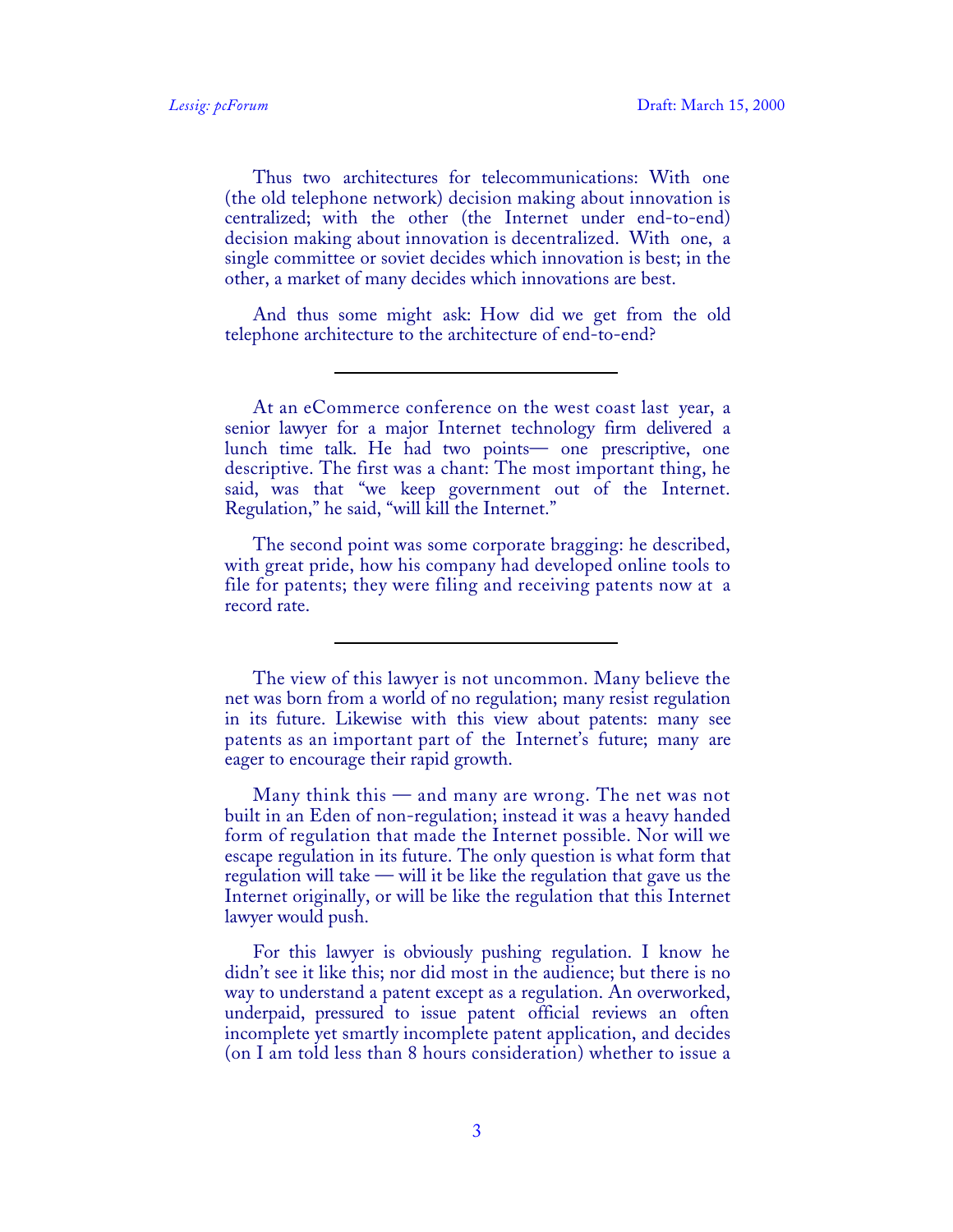Thus two architectures for telecommunications: With one (the old telephone network) decision making about innovation is centralized; with the other (the Internet under end-to-end) decision making about innovation is decentralized. With one, a single committee or soviet decides which innovation is best; in the other, a market of many decides which innovations are best.

And thus some might ask: How did we get from the old telephone architecture to the architecture of end-to-end?

---

At an eCommerce conference on the west coast last year, a senior lawyer for a major Internet technology firm delivered a lunch time talk. He had two points— one prescriptive, one descriptive. The first was a chant: The most important thing, he said, was that "we keep government out of the Internet. Regulation," he said, "will kill the Internet."

The second point was some corporate bragging: he described, with great pride, how his company had developed online tools to file for patents; they were filing and receiving patents now at a record rate.

---

The view of this lawyer is not uncommon. Many believe the net was born from a world of no regulation; many resist regulation in its future. Likewise with this view about patents: many see patents as an important part of the Internet's future; many are eager to encourage their rapid growth.

Many think this — and many are wrong. The net was not built in an Eden of non-regulation; instead it was a heavy handed form of regulation that made the Internet possible. Nor will we escape regulation in its future. The only question is what form that regulation will take — will it be like the regulation that gave us the Internet originally, or will be like the regulation that this Internet lawyer would push.

For this lawyer is obviously pushing regulation. I know he didn't see it like this; nor did most in the audience; but there is no way to understand a patent except as a regulation. An overworked, underpaid, pressured to issue patent official reviews an often incomplete yet smartly incomplete patent application, and decides (on I am told less than 8 hours consideration) whether to issue a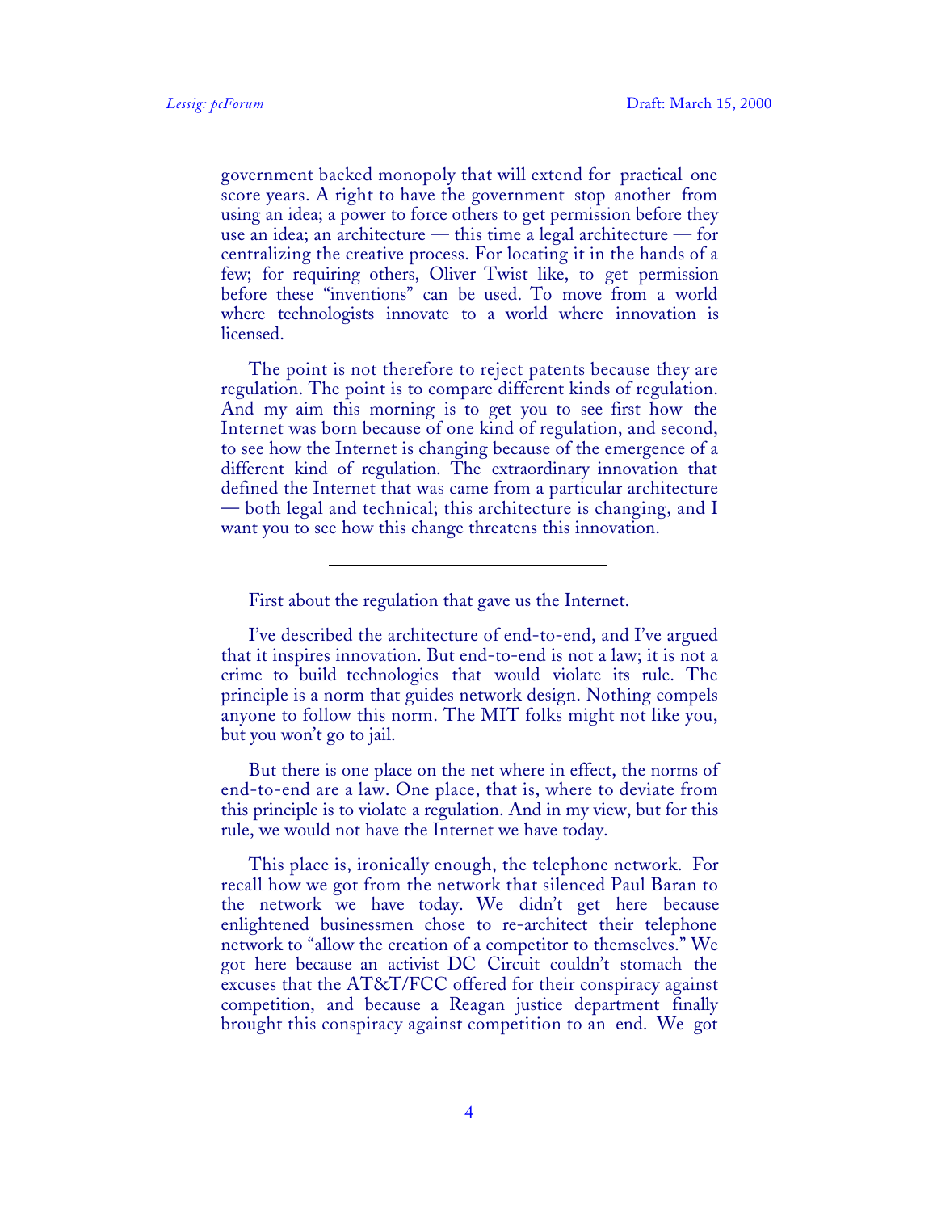government backed monopoly that will extend for practical one score years. A right to have the government stop another from using an idea; a power to force others to get permission before they use an idea; an architecture — this time a legal architecture — for centralizing the creative process. For locating it in the hands of a few; for requiring others, Oliver Twist like, to get permission before these "inventions" can be used. To move from a world where technologists innovate to a world where innovation is licensed.

The point is not therefore to reject patents because they are regulation. The point is to compare different kinds of regulation. And my aim this morning is to get you to see first how the Internet was born because of one kind of regulation, and second, to see how the Internet is changing because of the emergence of a different kind of regulation. The extraordinary innovation that defined the Internet that was came from a particular architecture — both legal and technical; this architecture is changing, and I want you to see how this change threatens this innovation.

---

First about the regulation that gave us the Internet.

I've described the architecture of end-to-end, and I've argued that it inspires innovation. But end-to-end is not a law; it is not a crime to build technologies that would violate its rule. The principle is a norm that guides network design. Nothing compels anyone to follow this norm. The MIT folks might not like you, but you won't go to jail.

But there is one place on the net where in effect, the norms of end-to-end are a law. One place, that is, where to deviate from this principle is to violate a regulation. And in my view, but for this rule, we would not have the Internet we have today.

This place is, ironically enough, the telephone network. For recall how we got from the network that silenced Paul Baran to the network we have today. We didn't get here because enlightened businessmen chose to re-architect their telephone network to "allow the creation of a competitor to themselves." We got here because an activist DC Circuit couldn't stomach the excuses that the AT&T/FCC offered for their conspiracy against competition, and because a Reagan justice department finally brought this conspiracy against competition to an end. We got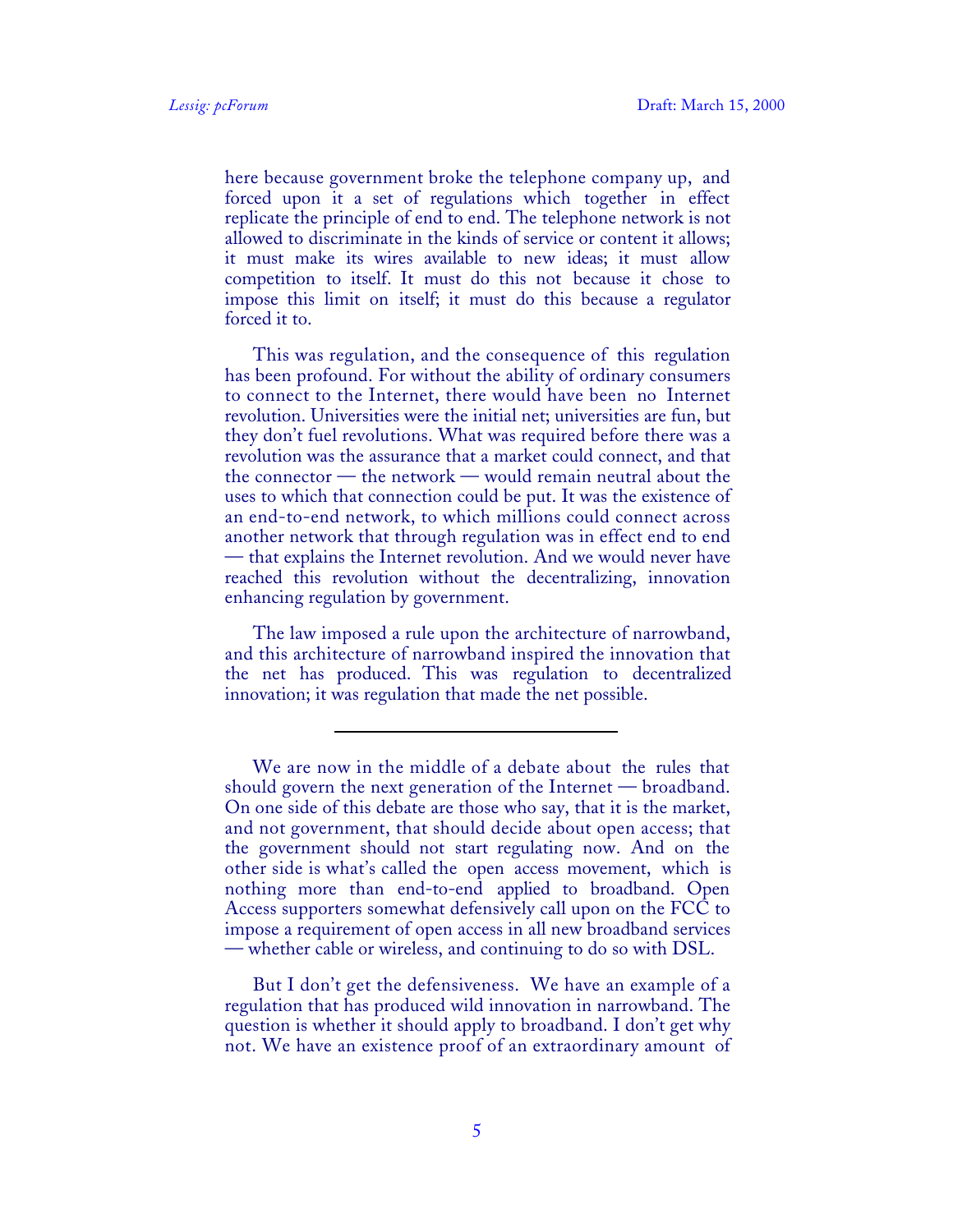here because government broke the telephone company up, and forced upon it a set of regulations which together in effect replicate the principle of end to end. The telephone network is not allowed to discriminate in the kinds of service or content it allows; it must make its wires available to new ideas; it must allow competition to itself. It must do this not because it chose to impose this limit on itself; it must do this because a regulator forced it to.

This was regulation, and the consequence of this regulation has been profound. For without the ability of ordinary consumers to connect to the Internet, there would have been no Internet revolution. Universities were the initial net; universities are fun, but they don't fuel revolutions. What was required before there was a revolution was the assurance that a market could connect, and that the connector — the network — would remain neutral about the uses to which that connection could be put. It was the existence of an end-to-end network, to which millions could connect across another network that through regulation was in effect end to end — that explains the Internet revolution. And we would never have reached this revolution without the decentralizing, innovation enhancing regulation by government.

The law imposed a rule upon the architecture of narrowband, and this architecture of narrowband inspired the innovation that the net has produced. This was regulation to decentralized innovation; it was regulation that made the net possible.

---

We are now in the middle of a debate about the rules that should govern the next generation of the Internet — broadband. On one side of this debate are those who say, that it is the market, and not government, that should decide about open access; that the government should not start regulating now. And on the other side is what's called the open access movement, which is nothing more than end-to-end applied to broadband. Open Access supporters somewhat defensively call upon on the FCC to impose a requirement of open access in all new broadband services — whether cable or wireless, and continuing to do so with DSL.

But I don't get the defensiveness. We have an example of a regulation that has produced wild innovation in narrowband. The question is whether it should apply to broadband. I don't get why not. We have an existence proof of an extraordinary amount of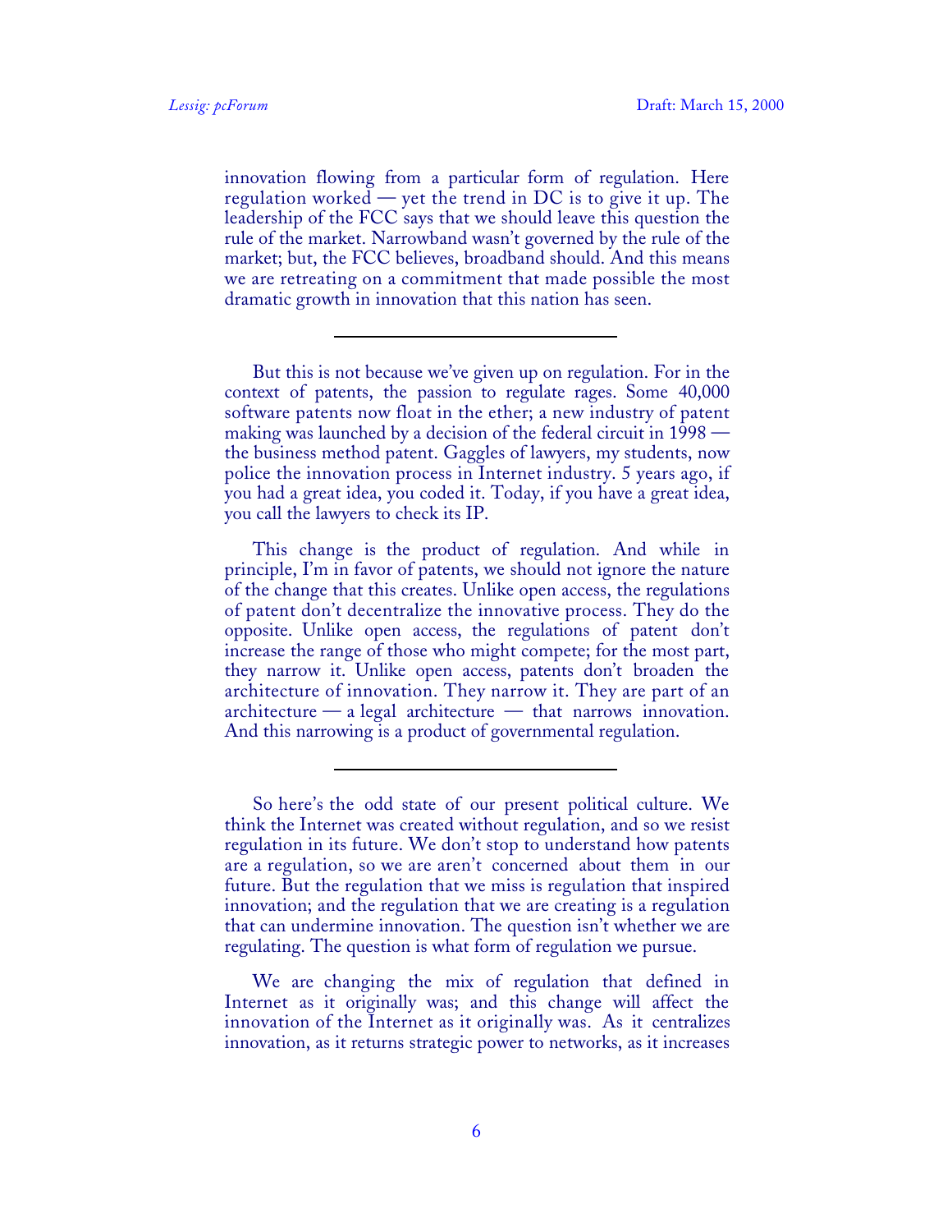innovation flowing from a particular form of regulation. Here regulation worked — yet the trend in DC is to give it up. The leadership of the FCC says that we should leave this question the rule of the market. Narrowband wasn't governed by the rule of the market; but, the FCC believes, broadband should. And this means we are retreating on a commitment that made possible the most dramatic growth in innovation that this nation has seen.

---

But this is not because we've given up on regulation. For in the context of patents, the passion to regulate rages. Some 40,000 software patents now float in the ether; a new industry of patent making was launched by a decision of the federal circuit in 1998 — the business method patent. Gaggles of lawyers, my students, now police the innovation process in Internet industry. 5 years ago, if you had a great idea, you coded it. Today, if you have a great idea, you call the lawyers to check its IP.

This change is the product of regulation. And while in principle, I'm in favor of patents, we should not ignore the nature of the change that this creates. Unlike open access, the regulations of patent don't decentralize the innovative process. They do the opposite. Unlike open access, the regulations of patent don't increase the range of those who might compete; for the most part, they narrow it. Unlike open access, patents don't broaden the architecture of innovation. They narrow it. They are part of an architecture — a legal architecture — that narrows innovation. And this narrowing is a product of governmental regulation.

---

So here's the odd state of our present political culture. We think the Internet was created without regulation, and so we resist regulation in its future. We don't stop to understand how patents are a regulation, so we are aren't concerned about them in our future. But the regulation that we miss is regulation that inspired innovation; and the regulation that we are creating is a regulation that can undermine innovation. The question isn't whether we are regulating. The question is what form of regulation we pursue.

We are changing the mix of regulation that defined in Internet as it originally was; and this change will affect the innovation of the Internet as it originally was. As it centralizes innovation, as it returns strategic power to networks, as it increases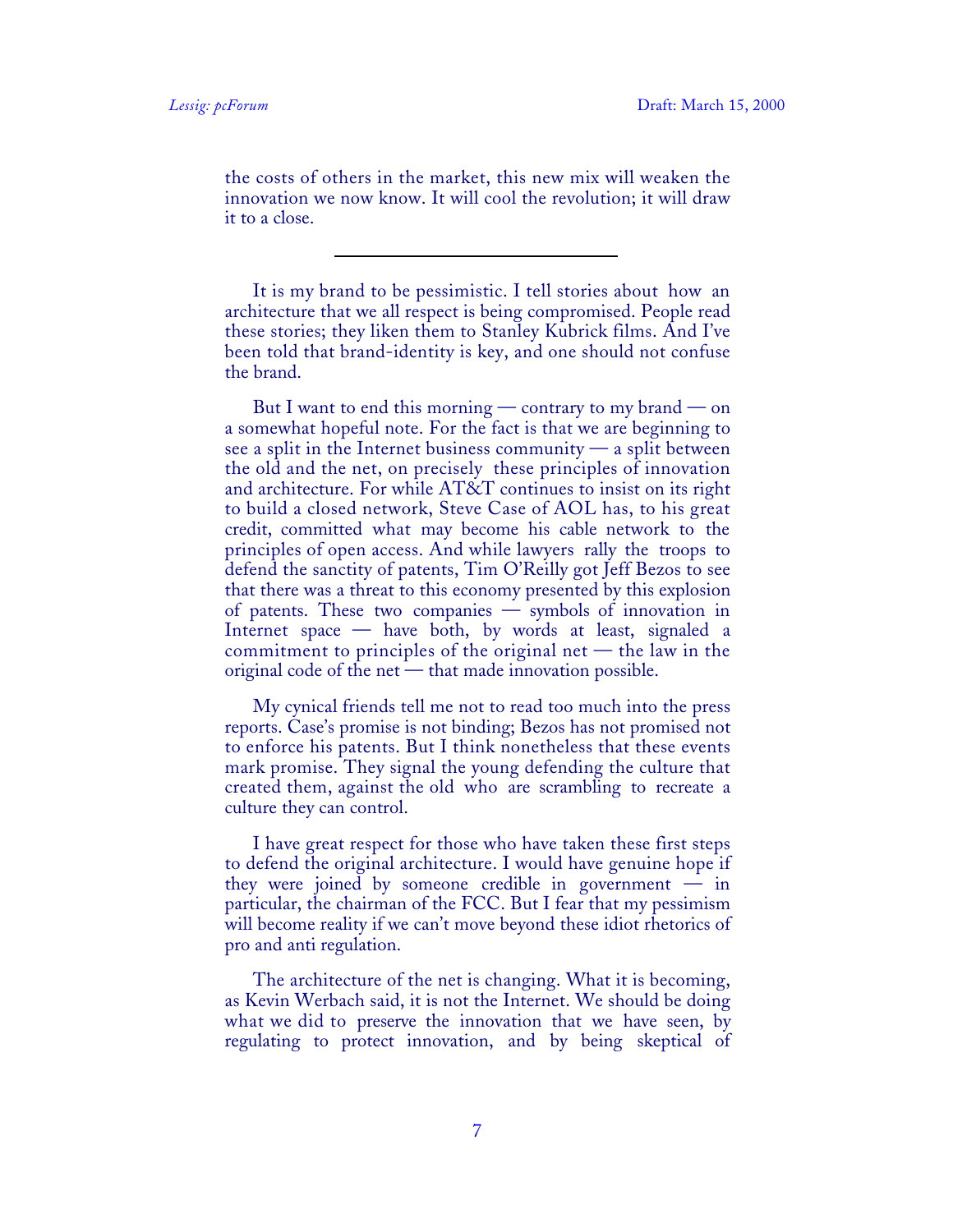the costs of others in the market, this new mix will weaken the innovation we now know. It will cool the revolution; it will draw it to a close.

---

It is my brand to be pessimistic. I tell stories about how an architecture that we all respect is being compromised. People read these stories; they liken them to Stanley Kubrick films. And I've been told that brand-identity is key, and one should not confuse the brand.

But I want to end this morning — contrary to my brand — on a somewhat hopeful note. For the fact is that we are beginning to see a split in the Internet business community — a split between the old and the net, on precisely these principles of innovation and architecture. For while AT&T continues to insist on its right to build a closed network, Steve Case of AOL has, to his great credit, committed what may become his cable network to the principles of open access. And while lawyers rally the troops to defend the sanctity of patents, Tim O'Reilly got Jeff Bezos to see that there was a threat to this economy presented by this explosion of patents. These two companies — symbols of innovation in Internet space — have both, by words at least, signaled a commitment to principles of the original net — the law in the original code of the net — that made innovation possible.

My cynical friends tell me not to read too much into the press reports. Case's promise is not binding; Bezos has not promised not to enforce his patents. But I think nonetheless that these events mark promise. They signal the young defending the culture that created them, against the old who are scrambling to recreate a culture they can control.

I have great respect for those who have taken these first steps to defend the original architecture. I would have genuine hope if they were joined by someone credible in government — in particular, the chairman of the FCC. But I fear that my pessimism will become reality if we can't move beyond these idiot rhetorics of pro and anti regulation.

The architecture of the net is changing. What it is becoming, as Kevin Werbach said, it is not the Internet. We should be doing what we did to preserve the innovation that we have seen, by regulating to protect innovation, and by being skeptical of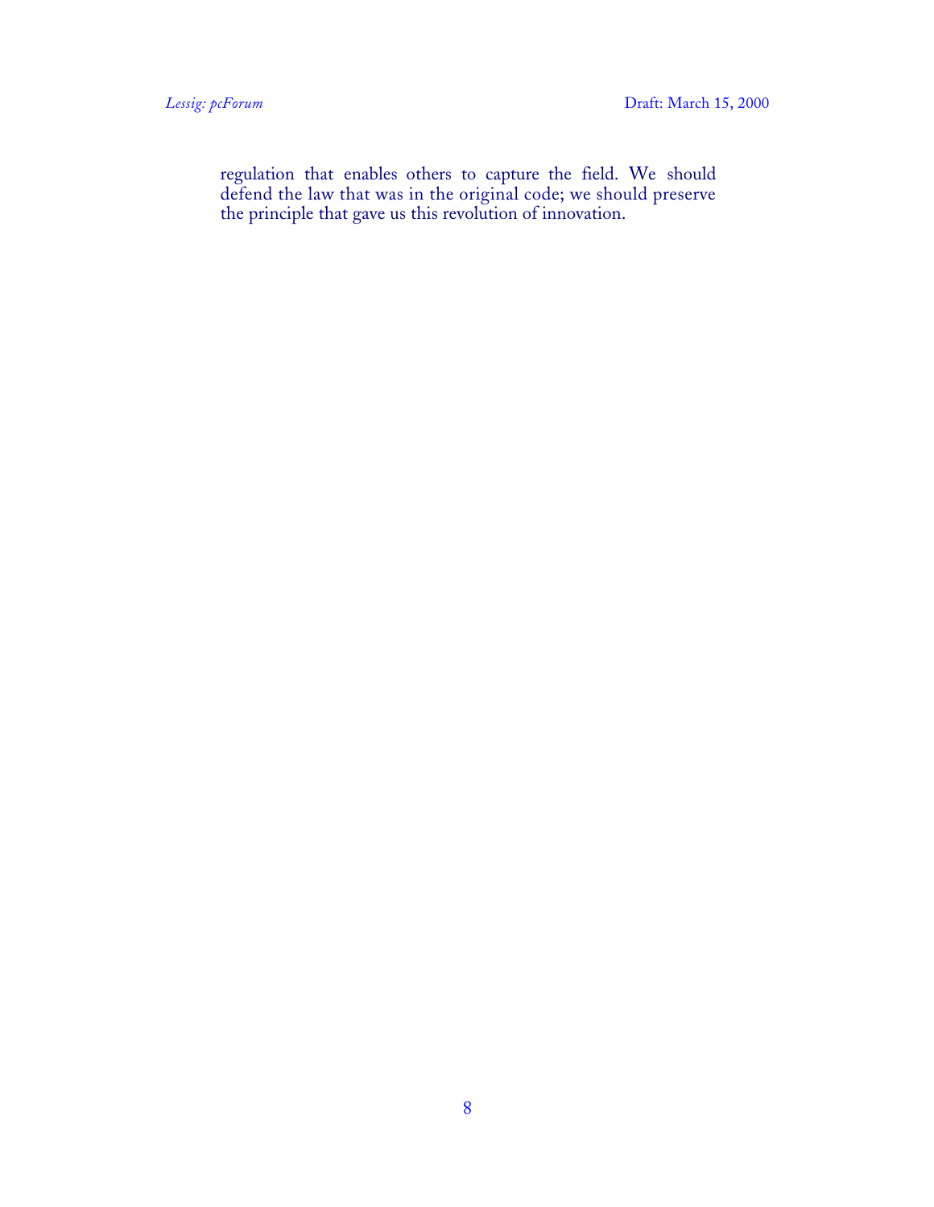regulation that enables others to capture the field. We should defend the law that was in the original code; we should preserve the principle that gave us this revolution of innovation.